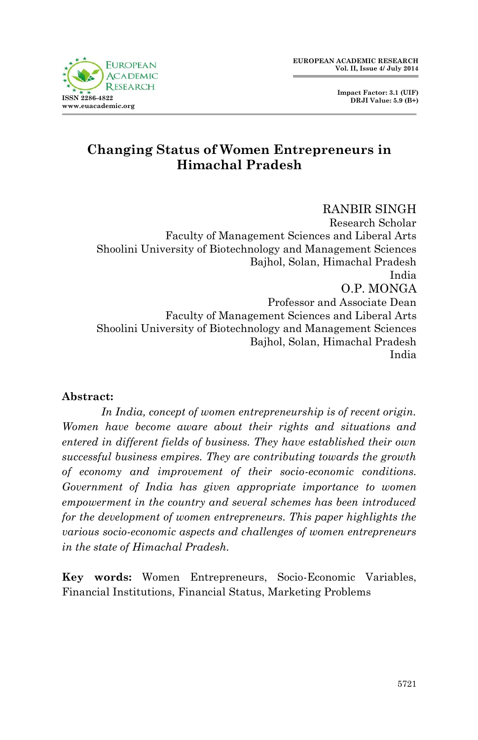# Changing Status of Women Entrepreneurs in Himachal Pradesh

RANBIR SINGH
Research Scholar
Faculty of Management Sciences and Liberal Arts
Shoolini University of Biotechnology and Management Sciences
Bajhol, Solan, Himachal Pradesh
India

O.P. MONGA
Professor and Associate Dean
Faculty of Management Sciences and Liberal Arts
Shoolini University of Biotechnology and Management Sciences
Bajhol, Solan, Himachal Pradesh
India

**Abstract:**

*In India, concept of women entrepreneurship is of recent origin. Women have become aware about their rights and situations and entered in different fields of business. They have established their own successful business empires. They are contributing towards the growth of economy and improvement of their socio-economic conditions. Government of India has given appropriate importance to women empowerment in the country and several schemes has been introduced for the development of women entrepreneurs. This paper highlights the various socio-economic aspects and challenges of women entrepreneurs in the state of Himachal Pradesh.*

**Key words:** Women Entrepreneurs, Socio-Economic Variables, Financial Institutions, Financial Status, Marketing Problems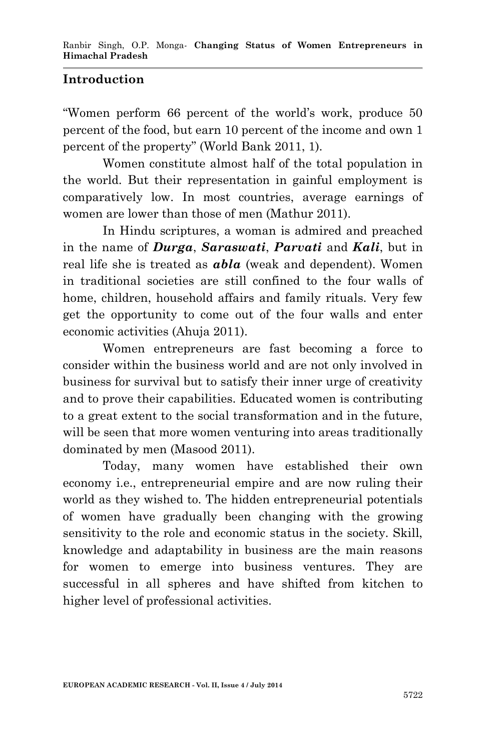## Introduction

"Women perform 66 percent of the world's work, produce 50 percent of the food, but earn 10 percent of the income and own 1 percent of the property" (World Bank 2011, 1).

Women constitute almost half of the total population in the world. But their representation in gainful employment is comparatively low. In most countries, average earnings of women are lower than those of men (Mathur 2011).

In Hindu scriptures, a woman is admired and preached in the name of ***Durga***, ***Saraswati***, ***Parvati*** and ***Kali***, but in real life she is treated as ***abla*** (weak and dependent). Women in traditional societies are still confined to the four walls of home, children, household affairs and family rituals. Very few get the opportunity to come out of the four walls and enter economic activities (Ahuja 2011).

Women entrepreneurs are fast becoming a force to consider within the business world and are not only involved in business for survival but to satisfy their inner urge of creativity and to prove their capabilities. Educated women is contributing to a great extent to the social transformation and in the future, will be seen that more women venturing into areas traditionally dominated by men (Masood 2011).

Today, many women have established their own economy i.e., entrepreneurial empire and are now ruling their world as they wished to. The hidden entrepreneurial potentials of women have gradually been changing with the growing sensitivity to the role and economic status in the society. Skill, knowledge and adaptability in business are the main reasons for women to emerge into business ventures. They are successful in all spheres and have shifted from kitchen to higher level of professional activities.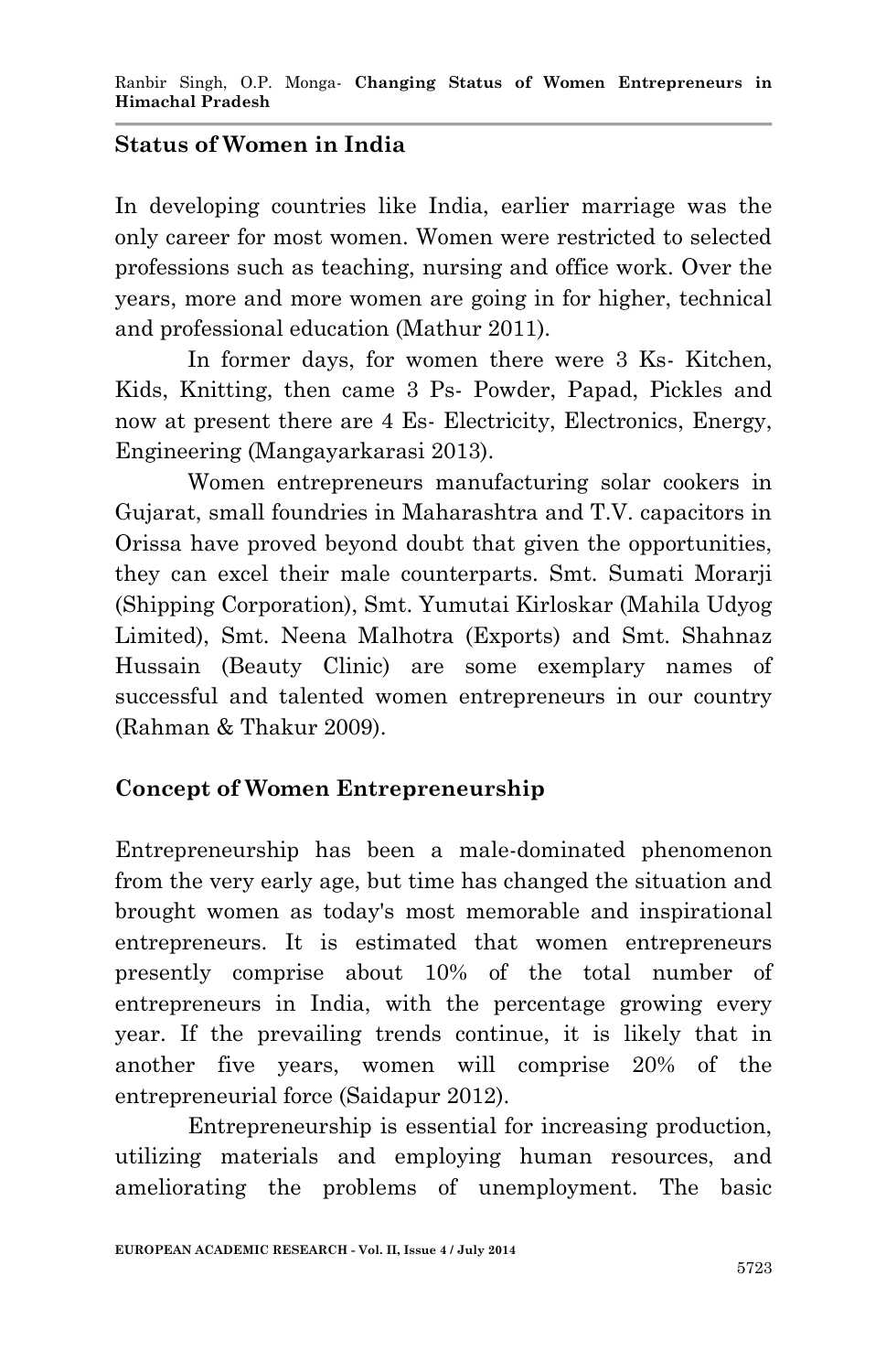## Status of Women in India

In developing countries like India, earlier marriage was the only career for most women. Women were restricted to selected professions such as teaching, nursing and office work. Over the years, more and more women are going in for higher, technical and professional education (Mathur 2011).

In former days, for women there were 3 Ks- Kitchen, Kids, Knitting, then came 3 Ps- Powder, Papad, Pickles and now at present there are 4 Es- Electricity, Electronics, Energy, Engineering (Mangayarkarasi 2013).

Women entrepreneurs manufacturing solar cookers in Gujarat, small foundries in Maharashtra and T.V. capacitors in Orissa have proved beyond doubt that given the opportunities, they can excel their male counterparts. Smt. Sumati Morarji (Shipping Corporation), Smt. Yumutai Kirloskar (Mahila Udyog Limited), Smt. Neena Malhotra (Exports) and Smt. Shahnaz Hussain (Beauty Clinic) are some exemplary names of successful and talented women entrepreneurs in our country (Rahman & Thakur 2009).

## Concept of Women Entrepreneurship

Entrepreneurship has been a male-dominated phenomenon from the very early age, but time has changed the situation and brought women as today's most memorable and inspirational entrepreneurs. It is estimated that women entrepreneurs presently comprise about 10% of the total number of entrepreneurs in India, with the percentage growing every year. If the prevailing trends continue, it is likely that in another five years, women will comprise 20% of the entrepreneurial force (Saidapur 2012).

Entrepreneurship is essential for increasing production, utilizing materials and employing human resources, and ameliorating the problems of unemployment. The basic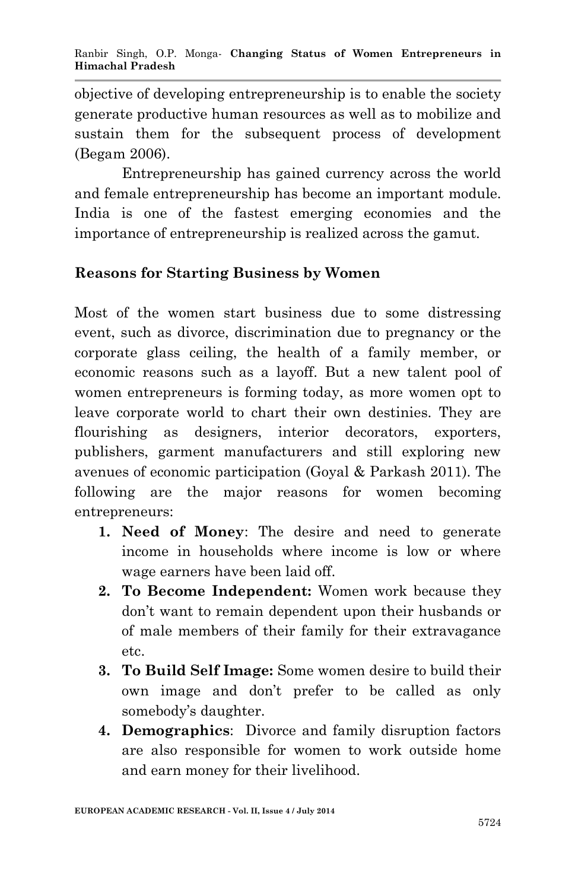objective of developing entrepreneurship is to enable the society generate productive human resources as well as to mobilize and sustain them for the subsequent process of development (Begam 2006).

Entrepreneurship has gained currency across the world and female entrepreneurship has become an important module. India is one of the fastest emerging economies and the importance of entrepreneurship is realized across the gamut.

## Reasons for Starting Business by Women

Most of the women start business due to some distressing event, such as divorce, discrimination due to pregnancy or the corporate glass ceiling, the health of a family member, or economic reasons such as a layoff. But a new talent pool of women entrepreneurs is forming today, as more women opt to leave corporate world to chart their own destinies. They are flourishing as designers, interior decorators, exporters, publishers, garment manufacturers and still exploring new avenues of economic participation (Goyal & Parkash 2011). The following are the major reasons for women becoming entrepreneurs:

1. **Need of Money**: The desire and need to generate income in households where income is low or where wage earners have been laid off.
2. **To Become Independent:** Women work because they don't want to remain dependent upon their husbands or of male members of their family for their extravagance etc.
3. **To Build Self Image:** Some women desire to build their own image and don't prefer to be called as only somebody's daughter.
4. **Demographics**: Divorce and family disruption factors are also responsible for women to work outside home and earn money for their livelihood.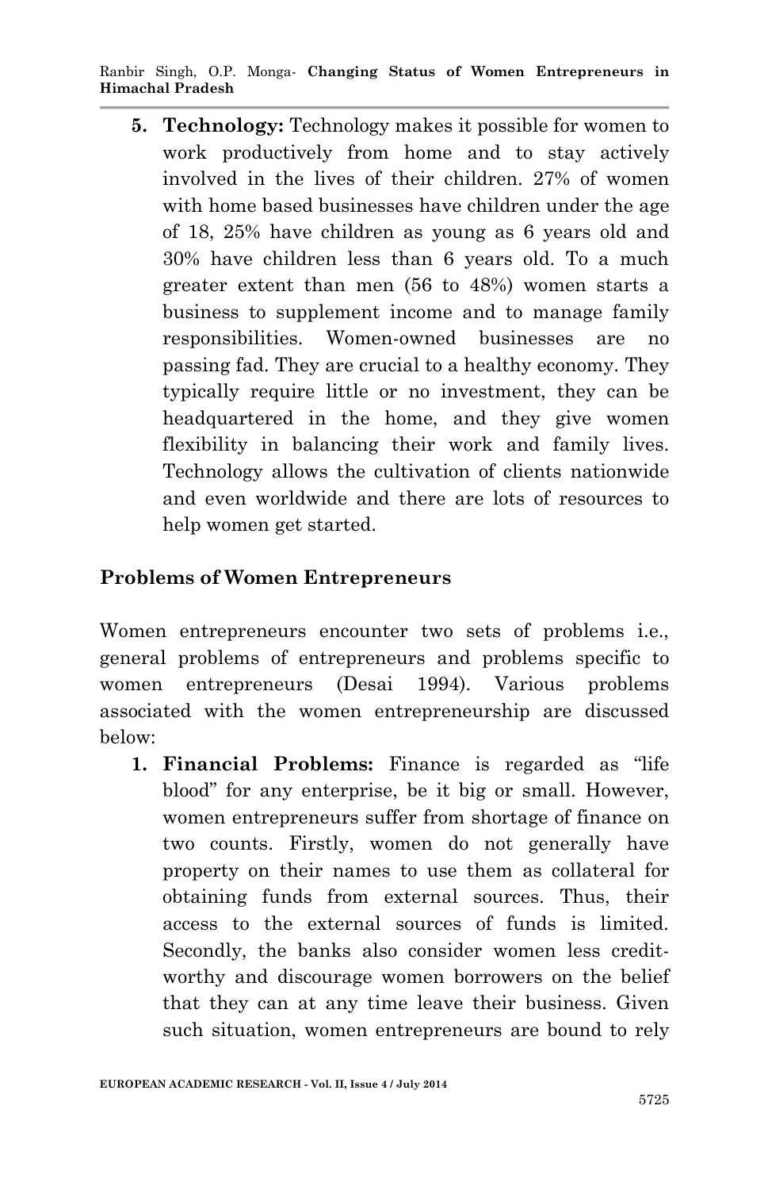5. **Technology:** Technology makes it possible for women to work productively from home and to stay actively involved in the lives of their children. 27% of women with home based businesses have children under the age of 18, 25% have children as young as 6 years old and 30% have children less than 6 years old. To a much greater extent than men (56 to 48%) women starts a business to supplement income and to manage family responsibilities. Women-owned businesses are no passing fad. They are crucial to a healthy economy. They typically require little or no investment, they can be headquartered in the home, and they give women flexibility in balancing their work and family lives. Technology allows the cultivation of clients nationwide and even worldwide and there are lots of resources to help women get started.

## Problems of Women Entrepreneurs

Women entrepreneurs encounter two sets of problems i.e., general problems of entrepreneurs and problems specific to women entrepreneurs (Desai 1994). Various problems associated with the women entrepreneurship are discussed below:

1. **Financial Problems:** Finance is regarded as "life blood" for any enterprise, be it big or small. However, women entrepreneurs suffer from shortage of finance on two counts. Firstly, women do not generally have property on their names to use them as collateral for obtaining funds from external sources. Thus, their access to the external sources of funds is limited. Secondly, the banks also consider women less credit-worthy and discourage women borrowers on the belief that they can at any time leave their business. Given such situation, women entrepreneurs are bound to rely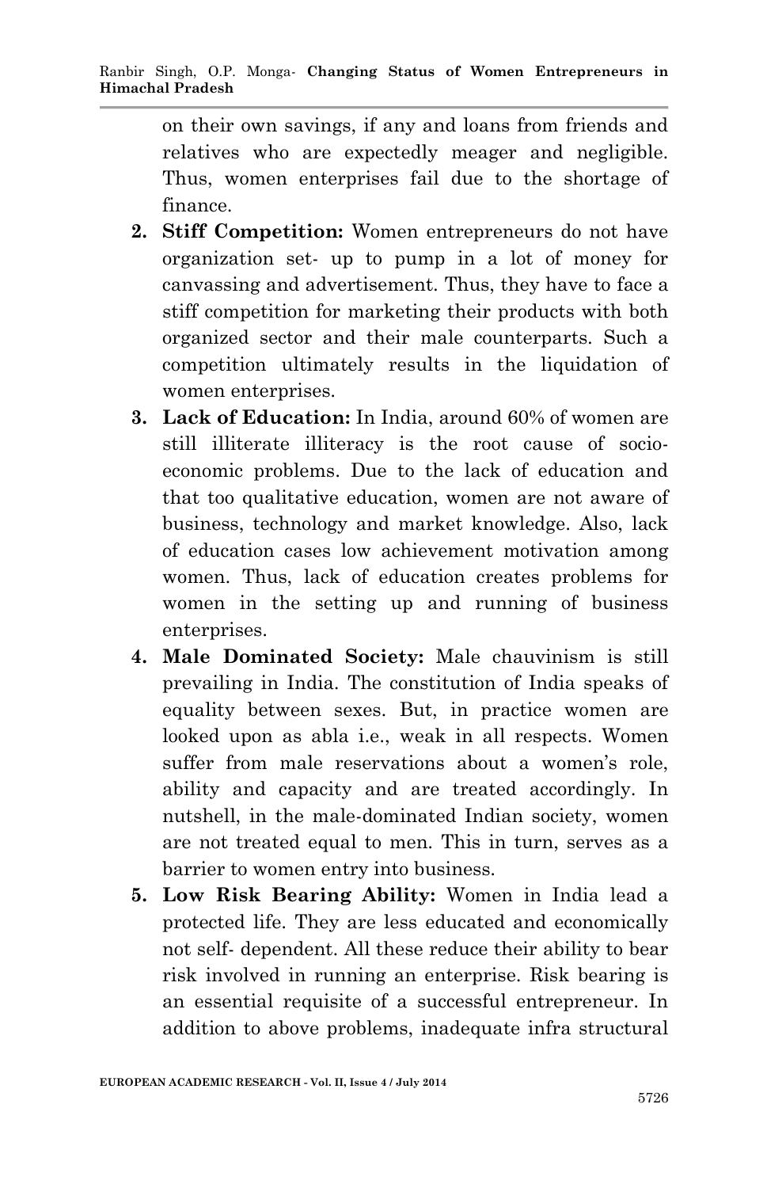on their own savings, if any and loans from friends and relatives who are expectedly meager and negligible. Thus, women enterprises fail due to the shortage of finance.

2. **Stiff Competition:** Women entrepreneurs do not have organization set- up to pump in a lot of money for canvassing and advertisement. Thus, they have to face a stiff competition for marketing their products with both organized sector and their male counterparts. Such a competition ultimately results in the liquidation of women enterprises.
3. **Lack of Education:** In India, around 60% of women are still illiterate illiteracy is the root cause of socio-economic problems. Due to the lack of education and that too qualitative education, women are not aware of business, technology and market knowledge. Also, lack of education cases low achievement motivation among women. Thus, lack of education creates problems for women in the setting up and running of business enterprises.
4. **Male Dominated Society:** Male chauvinism is still prevailing in India. The constitution of India speaks of equality between sexes. But, in practice women are looked upon as abla i.e., weak in all respects. Women suffer from male reservations about a women's role, ability and capacity and are treated accordingly. In nutshell, in the male-dominated Indian society, women are not treated equal to men. This in turn, serves as a barrier to women entry into business.
5. **Low Risk Bearing Ability:** Women in India lead a protected life. They are less educated and economically not self- dependent. All these reduce their ability to bear risk involved in running an enterprise. Risk bearing is an essential requisite of a successful entrepreneur. In addition to above problems, inadequate infra structural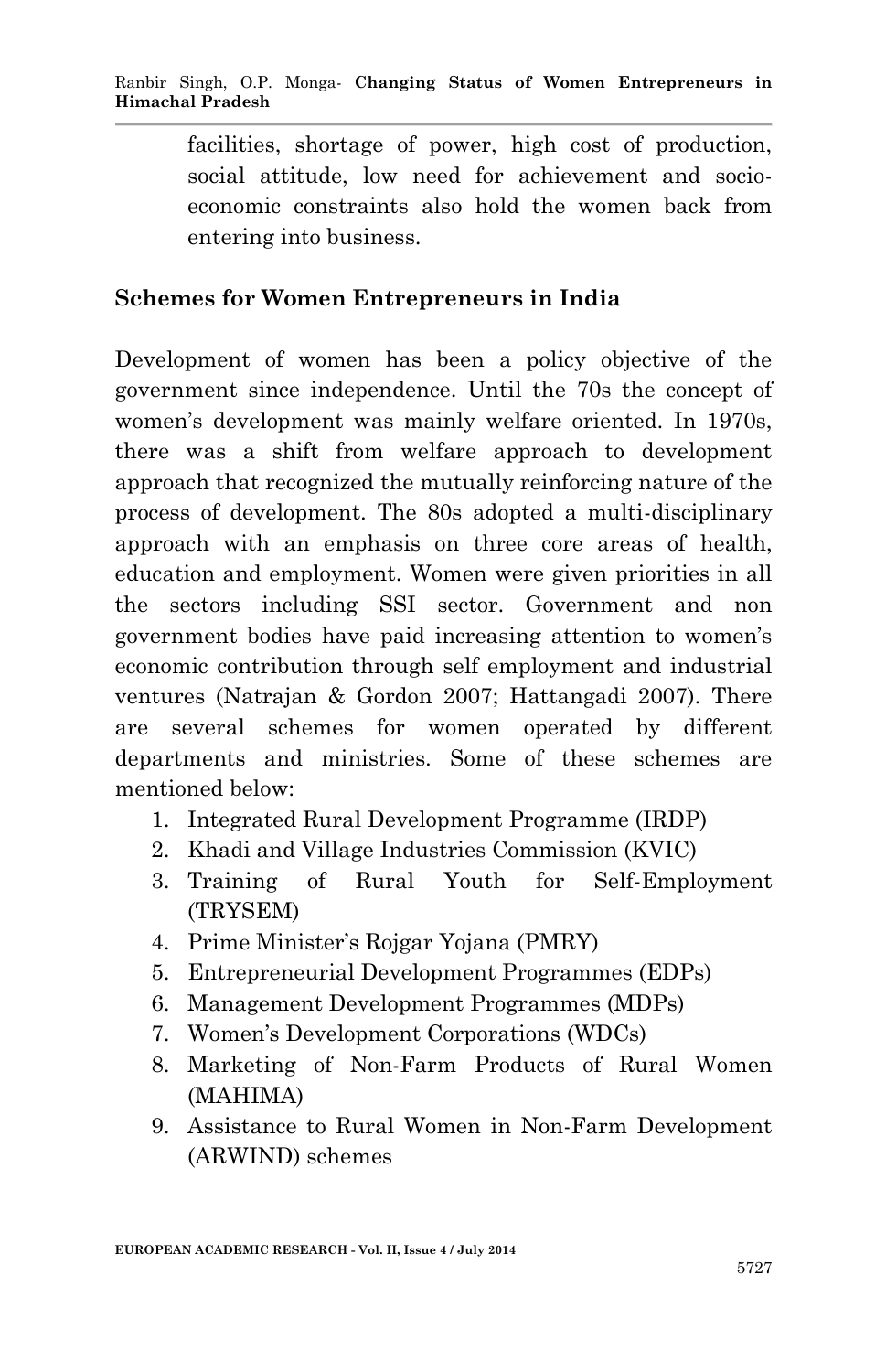facilities, shortage of power, high cost of production, social attitude, low need for achievement and socio-economic constraints also hold the women back from entering into business.

## Schemes for Women Entrepreneurs in India

Development of women has been a policy objective of the government since independence. Until the 70s the concept of women's development was mainly welfare oriented. In 1970s, there was a shift from welfare approach to development approach that recognized the mutually reinforcing nature of the process of development. The 80s adopted a multi-disciplinary approach with an emphasis on three core areas of health, education and employment. Women were given priorities in all the sectors including SSI sector. Government and non government bodies have paid increasing attention to women's economic contribution through self employment and industrial ventures (Natrajan & Gordon 2007; Hattangadi 2007). There are several schemes for women operated by different departments and ministries. Some of these schemes are mentioned below:

1. Integrated Rural Development Programme (IRDP)
2. Khadi and Village Industries Commission (KVIC)
3. Training of Rural Youth for Self-Employment (TRYSEM)
4. Prime Minister's Rojgar Yojana (PMRY)
5. Entrepreneurial Development Programmes (EDPs)
6. Management Development Programmes (MDPs)
7. Women's Development Corporations (WDCs)
8. Marketing of Non-Farm Products of Rural Women (MAHIMA)
9. Assistance to Rural Women in Non-Farm Development (ARWIND) schemes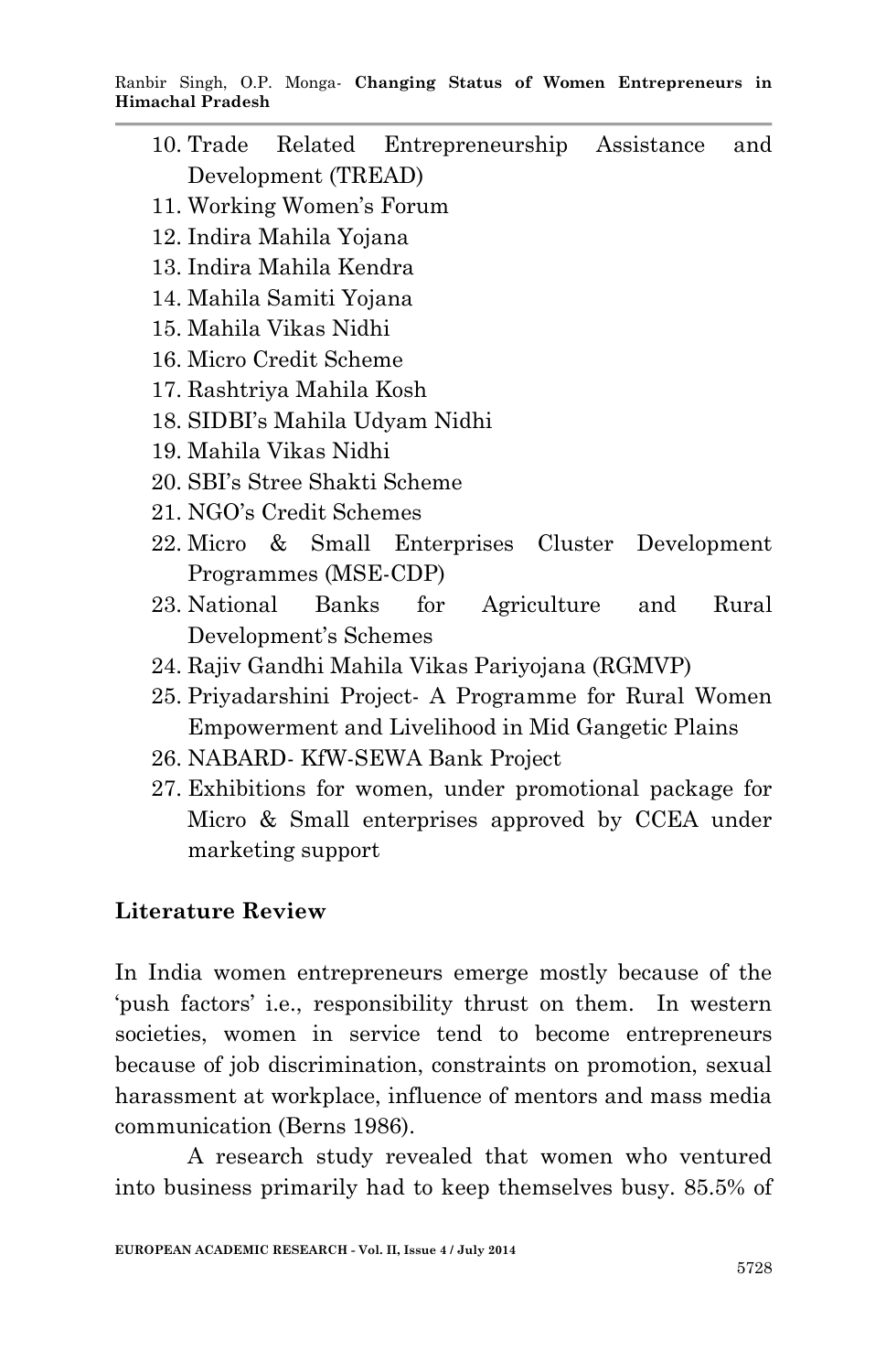10. Trade Related Entrepreneurship Assistance and Development (TREAD)
11. Working Women's Forum
12. Indira Mahila Yojana
13. Indira Mahila Kendra
14. Mahila Samiti Yojana
15. Mahila Vikas Nidhi
16. Micro Credit Scheme
17. Rashtriya Mahila Kosh
18. SIDBI's Mahila Udyam Nidhi
19. Mahila Vikas Nidhi
20. SBI's Stree Shakti Scheme
21. NGO's Credit Schemes
22. Micro & Small Enterprises Cluster Development Programmes (MSE-CDP)
23. National Banks for Agriculture and Rural Development's Schemes
24. Rajiv Gandhi Mahila Vikas Pariyojana (RGMVP)
25. Priyadarshini Project- A Programme for Rural Women Empowerment and Livelihood in Mid Gangetic Plains
26. NABARD- KfW-SEWA Bank Project
27. Exhibitions for women, under promotional package for Micro & Small enterprises approved by CCEA under marketing support

## Literature Review

In India women entrepreneurs emerge mostly because of the 'push factors' i.e., responsibility thrust on them. In western societies, women in service tend to become entrepreneurs because of job discrimination, constraints on promotion, sexual harassment at workplace, influence of mentors and mass media communication (Berns 1986).

A research study revealed that women who ventured into business primarily had to keep themselves busy. 85.5% of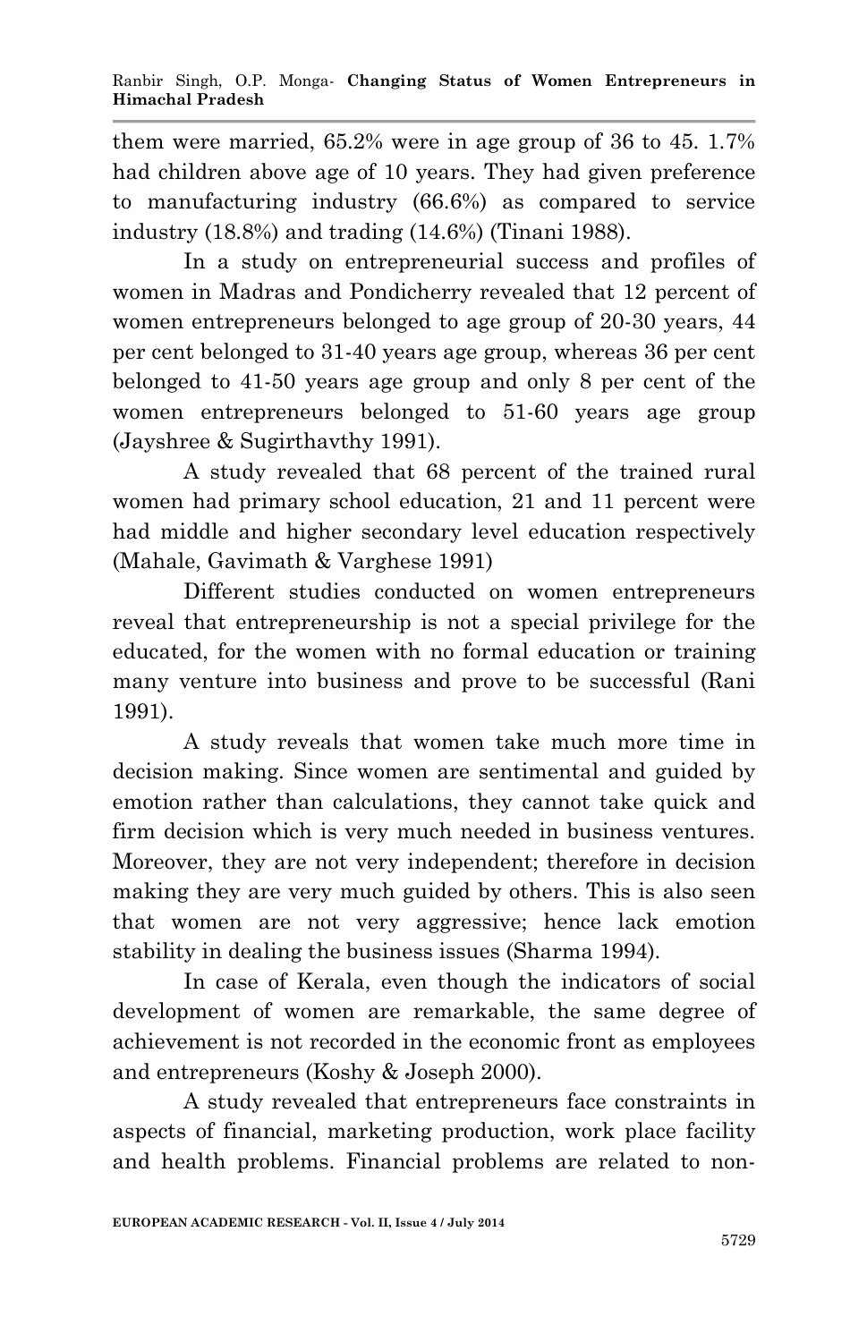them were married, 65.2% were in age group of 36 to 45. 1.7% had children above age of 10 years. They had given preference to manufacturing industry (66.6%) as compared to service industry (18.8%) and trading (14.6%) (Tinani 1988).

In a study on entrepreneurial success and profiles of women in Madras and Pondicherry revealed that 12 percent of women entrepreneurs belonged to age group of 20-30 years, 44 per cent belonged to 31-40 years age group, whereas 36 per cent belonged to 41-50 years age group and only 8 per cent of the women entrepreneurs belonged to 51-60 years age group (Jayshree & Sugirthavthy 1991).

A study revealed that 68 percent of the trained rural women had primary school education, 21 and 11 percent were had middle and higher secondary level education respectively (Mahale, Gavimath & Varghese 1991)

Different studies conducted on women entrepreneurs reveal that entrepreneurship is not a special privilege for the educated, for the women with no formal education or training many venture into business and prove to be successful (Rani 1991).

A study reveals that women take much more time in decision making. Since women are sentimental and guided by emotion rather than calculations, they cannot take quick and firm decision which is very much needed in business ventures. Moreover, they are not very independent; therefore in decision making they are very much guided by others. This is also seen that women are not very aggressive; hence lack emotion stability in dealing the business issues (Sharma 1994).

In case of Kerala, even though the indicators of social development of women are remarkable, the same degree of achievement is not recorded in the economic front as employees and entrepreneurs (Koshy & Joseph 2000).

A study revealed that entrepreneurs face constraints in aspects of financial, marketing production, work place facility and health problems. Financial problems are related to non-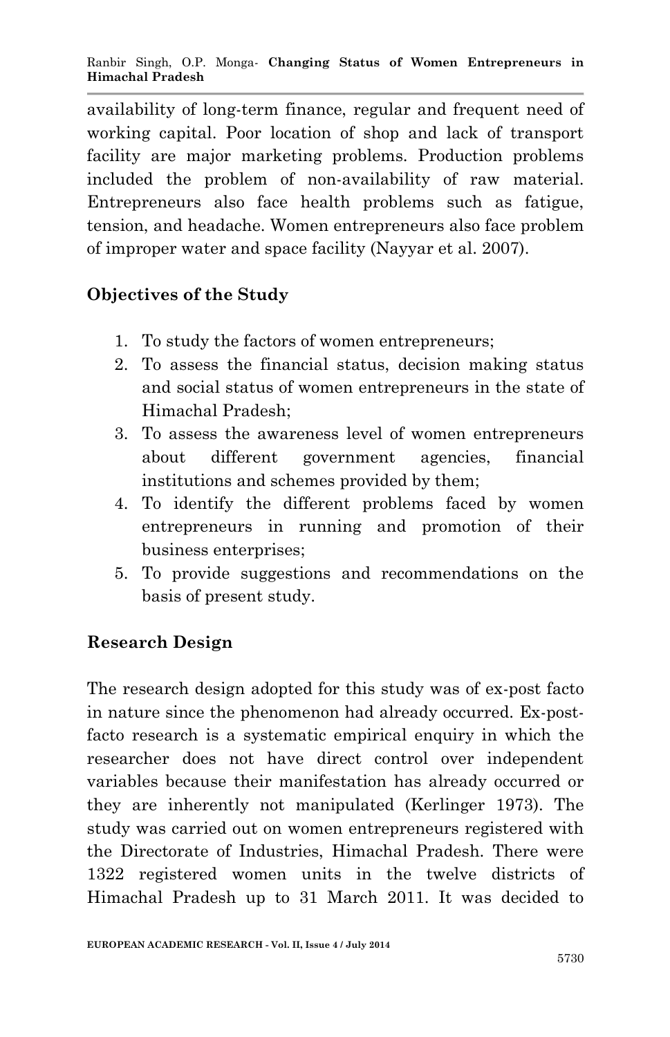availability of long-term finance, regular and frequent need of working capital. Poor location of shop and lack of transport facility are major marketing problems. Production problems included the problem of non-availability of raw material. Entrepreneurs also face health problems such as fatigue, tension, and headache. Women entrepreneurs also face problem of improper water and space facility (Nayyar et al. 2007).

## Objectives of the Study

1. To study the factors of women entrepreneurs;
2. To assess the financial status, decision making status and social status of women entrepreneurs in the state of Himachal Pradesh;
3. To assess the awareness level of women entrepreneurs about different government agencies, financial institutions and schemes provided by them;
4. To identify the different problems faced by women entrepreneurs in running and promotion of their business enterprises;
5. To provide suggestions and recommendations on the basis of present study.

## Research Design

The research design adopted for this study was of ex-post facto in nature since the phenomenon had already occurred. Ex-post-facto research is a systematic empirical enquiry in which the researcher does not have direct control over independent variables because their manifestation has already occurred or they are inherently not manipulated (Kerlinger 1973). The study was carried out on women entrepreneurs registered with the Directorate of Industries, Himachal Pradesh. There were 1322 registered women units in the twelve districts of Himachal Pradesh up to 31 March 2011. It was decided to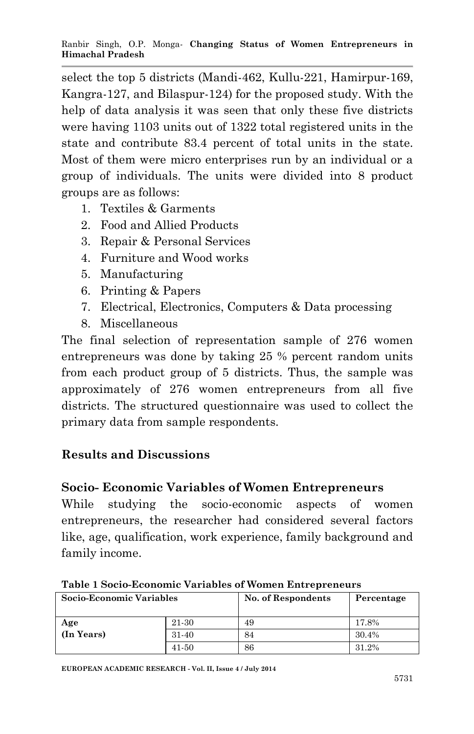select the top 5 districts (Mandi-462, Kullu-221, Hamirpur-169, Kangra-127, and Bilaspur-124) for the proposed study. With the help of data analysis it was seen that only these five districts were having 1103 units out of 1322 total registered units in the state and contribute 83.4 percent of total units in the state. Most of them were micro enterprises run by an individual or a group of individuals. The units were divided into 8 product groups are as follows:

1. Textiles & Garments
2. Food and Allied Products
3. Repair & Personal Services
4. Furniture and Wood works
5. Manufacturing
6. Printing & Papers
7. Electrical, Electronics, Computers & Data processing
8. Miscellaneous

The final selection of representation sample of 276 women entrepreneurs was done by taking 25 % percent random units from each product group of 5 districts. Thus, the sample was approximately of 276 women entrepreneurs from all five districts. The structured questionnaire was used to collect the primary data from sample respondents.

## Results and Discussions

### Socio- Economic Variables of Women Entrepreneurs

While studying the socio-economic aspects of women entrepreneurs, the researcher had considered several factors like, age, qualification, work experience, family background and family income.

**Table 1 Socio-Economic Variables of Women Entrepreneurs**

| **Socio-Economic Variables** | | **No. of Respondents** | **Percentage** |
|---|---|---|---|
| **Age (In Years)** | 21-30 | 49 | 17.8% |
| | 31-40 | 84 | 30.4% |
| | 41-50 | 86 | 31.2% |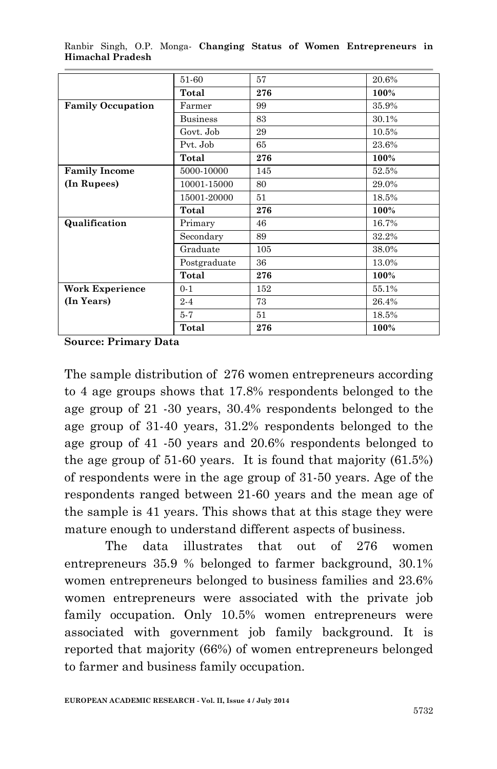|  | 51-60 | 57 | 20.6% |
|---|---|---|---|
|  | **Total** | **276** | **100%** |
| **Family Occupation** | Farmer | 99 | 35.9% |
|  | Business | 83 | 30.1% |
|  | Govt. Job | 29 | 10.5% |
|  | Pvt. Job | 65 | 23.6% |
|  | **Total** | **276** | **100%** |
| **Family Income (In Rupees)** | 5000-10000 | 145 | 52.5% |
|  | 10001-15000 | 80 | 29.0% |
|  | 15001-20000 | 51 | 18.5% |
|  | **Total** | **276** | **100%** |
| **Qualification** | Primary | 46 | 16.7% |
|  | Secondary | 89 | 32.2% |
|  | Graduate | 105 | 38.0% |
|  | Postgraduate | 36 | 13.0% |
|  | **Total** | **276** | **100%** |
| **Work Experience (In Years)** | 0-1 | 152 | 55.1% |
|  | 2-4 | 73 | 26.4% |
|  | 5-7 | 51 | 18.5% |
|  | **Total** | **276** | **100%** |

**Source: Primary Data**

The sample distribution of 276 women entrepreneurs according to 4 age groups shows that 17.8% respondents belonged to the age group of 21 -30 years, 30.4% respondents belonged to the age group of 31-40 years, 31.2% respondents belonged to the age group of 41 -50 years and 20.6% respondents belonged to the age group of 51-60 years. It is found that majority (61.5%) of respondents were in the age group of 31-50 years. Age of the respondents ranged between 21-60 years and the mean age of the sample is 41 years. This shows that at this stage they were mature enough to understand different aspects of business.

The data illustrates that out of 276 women entrepreneurs 35.9 % belonged to farmer background, 30.1% women entrepreneurs belonged to business families and 23.6% women entrepreneurs were associated with the private job family occupation. Only 10.5% women entrepreneurs were associated with government job family background. It is reported that majority (66%) of women entrepreneurs belonged to farmer and business family occupation.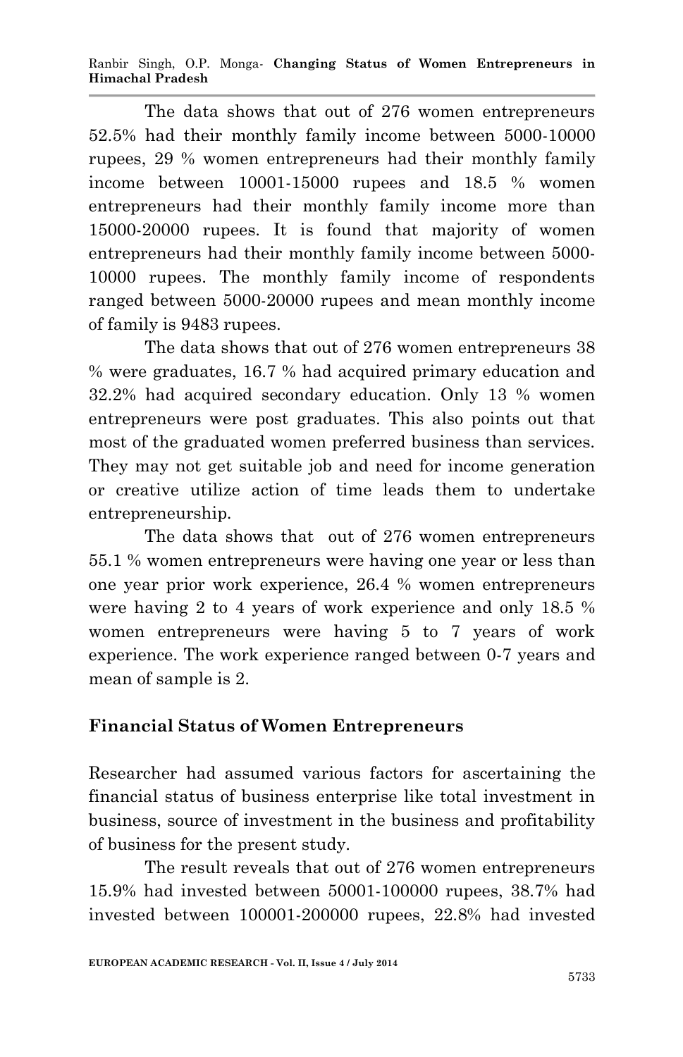The data shows that out of 276 women entrepreneurs 52.5% had their monthly family income between 5000-10000 rupees, 29 % women entrepreneurs had their monthly family income between 10001-15000 rupees and 18.5 % women entrepreneurs had their monthly family income more than 15000-20000 rupees. It is found that majority of women entrepreneurs had their monthly family income between 5000-10000 rupees. The monthly family income of respondents ranged between 5000-20000 rupees and mean monthly income of family is 9483 rupees.

The data shows that out of 276 women entrepreneurs 38 % were graduates, 16.7 % had acquired primary education and 32.2% had acquired secondary education. Only 13 % women entrepreneurs were post graduates. This also points out that most of the graduated women preferred business than services. They may not get suitable job and need for income generation or creative utilize action of time leads them to undertake entrepreneurship.

The data shows that out of 276 women entrepreneurs 55.1 % women entrepreneurs were having one year or less than one year prior work experience, 26.4 % women entrepreneurs were having 2 to 4 years of work experience and only 18.5 % women entrepreneurs were having 5 to 7 years of work experience. The work experience ranged between 0-7 years and mean of sample is 2.

## Financial Status of Women Entrepreneurs

Researcher had assumed various factors for ascertaining the financial status of business enterprise like total investment in business, source of investment in the business and profitability of business for the present study.

The result reveals that out of 276 women entrepreneurs 15.9% had invested between 50001-100000 rupees, 38.7% had invested between 100001-200000 rupees, 22.8% had invested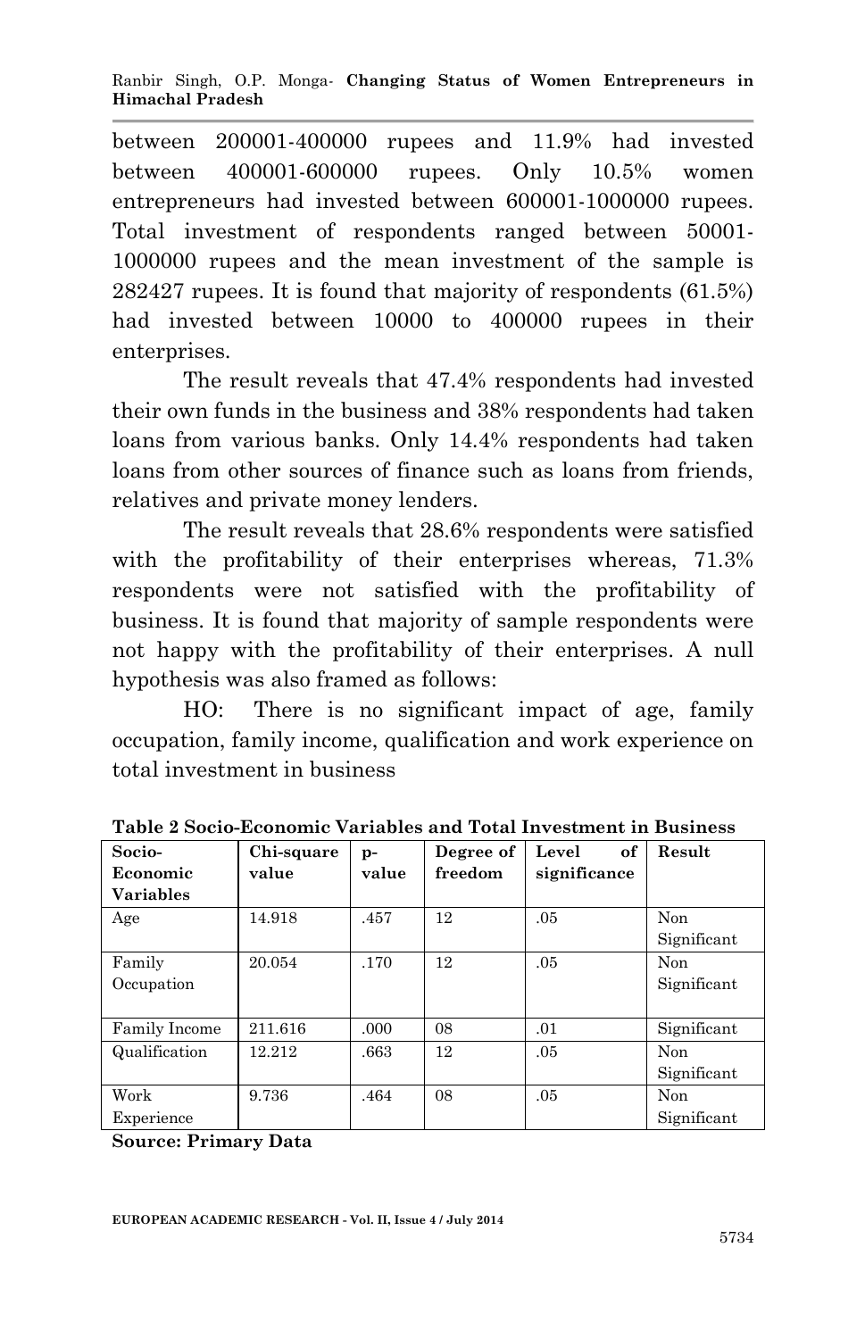between 200001-400000 rupees and 11.9% had invested between 400001-600000 rupees. Only 10.5% women entrepreneurs had invested between 600001-1000000 rupees. Total investment of respondents ranged between 50001-1000000 rupees and the mean investment of the sample is 282427 rupees. It is found that majority of respondents (61.5%) had invested between 10000 to 400000 rupees in their enterprises.

The result reveals that 47.4% respondents had invested their own funds in the business and 38% respondents had taken loans from various banks. Only 14.4% respondents had taken loans from other sources of finance such as loans from friends, relatives and private money lenders.

The result reveals that 28.6% respondents were satisfied with the profitability of their enterprises whereas, 71.3% respondents were not satisfied with the profitability of business. It is found that majority of sample respondents were not happy with the profitability of their enterprises. A null hypothesis was also framed as follows:

HO: There is no significant impact of age, family occupation, family income, qualification and work experience on total investment in business

**Table 2 Socio-Economic Variables and Total Investment in Business**

| Socio-Economic Variables | Chi-square value | p-value | Degree of freedom | Level of significance | Result |
|---|---|---|---|---|---|
| Age | 14.918 | .457 | 12 | .05 | Non Significant |
| Family Occupation | 20.054 | .170 | 12 | .05 | Non Significant |
| Family Income | 211.616 | .000 | 08 | .01 | Significant |
| Qualification | 12.212 | .663 | 12 | .05 | Non Significant |
| Work Experience | 9.736 | .464 | 08 | .05 | Non Significant |

**Source: Primary Data**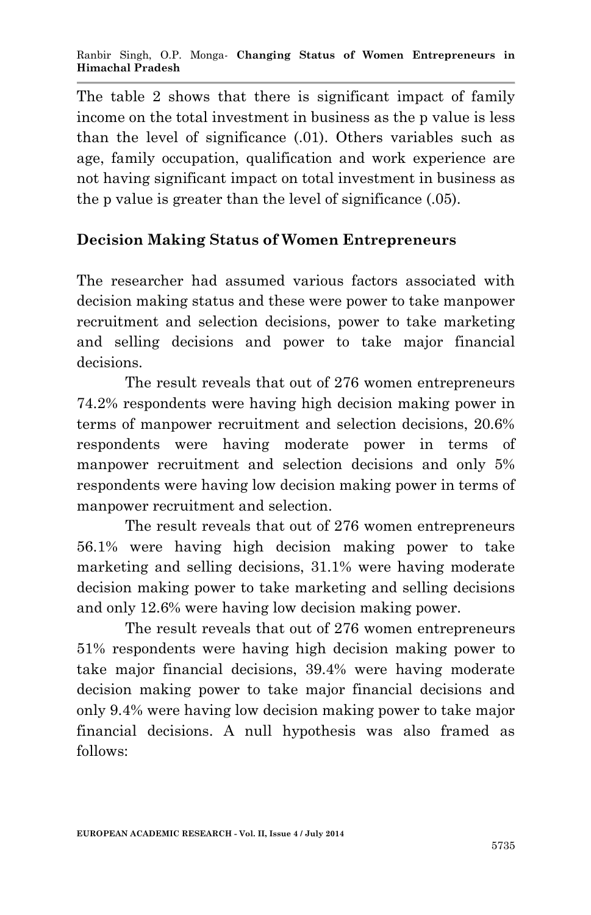The table 2 shows that there is significant impact of family income on the total investment in business as the p value is less than the level of significance (.01). Others variables such as age, family occupation, qualification and work experience are not having significant impact on total investment in business as the p value is greater than the level of significance (.05).

## Decision Making Status of Women Entrepreneurs

The researcher had assumed various factors associated with decision making status and these were power to take manpower recruitment and selection decisions, power to take marketing and selling decisions and power to take major financial decisions.

The result reveals that out of 276 women entrepreneurs 74.2% respondents were having high decision making power in terms of manpower recruitment and selection decisions, 20.6% respondents were having moderate power in terms of manpower recruitment and selection decisions and only 5% respondents were having low decision making power in terms of manpower recruitment and selection.

The result reveals that out of 276 women entrepreneurs 56.1% were having high decision making power to take marketing and selling decisions, 31.1% were having moderate decision making power to take marketing and selling decisions and only 12.6% were having low decision making power.

The result reveals that out of 276 women entrepreneurs 51% respondents were having high decision making power to take major financial decisions, 39.4% were having moderate decision making power to take major financial decisions and only 9.4% were having low decision making power to take major financial decisions. A null hypothesis was also framed as follows: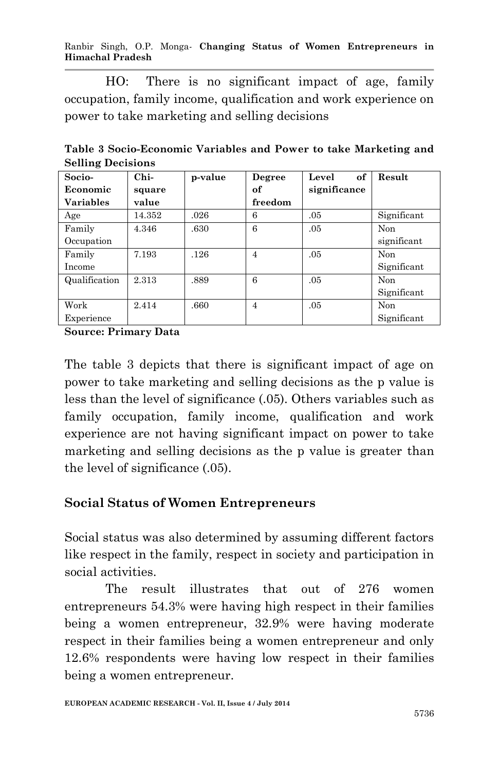HO: There is no significant impact of age, family occupation, family income, qualification and work experience on power to take marketing and selling decisions

**Table 3 Socio-Economic Variables and Power to take Marketing and Selling Decisions**

| Socio-Economic Variables | Chi-square value | p-value | Degree of freedom | Level of significance | Result |
|---|---|---|---|---|---|
| Age | 14.352 | .026 | 6 | .05 | Significant |
| Family Occupation | 4.346 | .630 | 6 | .05 | Non significant |
| Family Income | 7.193 | .126 | 4 | .05 | Non Significant |
| Qualification | 2.313 | .889 | 6 | .05 | Non Significant |
| Work Experience | 2.414 | .660 | 4 | .05 | Non Significant |

**Source: Primary Data**

The table 3 depicts that there is significant impact of age on power to take marketing and selling decisions as the p value is less than the level of significance (.05). Others variables such as family occupation, family income, qualification and work experience are not having significant impact on power to take marketing and selling decisions as the p value is greater than the level of significance (.05).

## Social Status of Women Entrepreneurs

Social status was also determined by assuming different factors like respect in the family, respect in society and participation in social activities.

The result illustrates that out of 276 women entrepreneurs 54.3% were having high respect in their families being a women entrepreneur, 32.9% were having moderate respect in their families being a women entrepreneur and only 12.6% respondents were having low respect in their families being a women entrepreneur.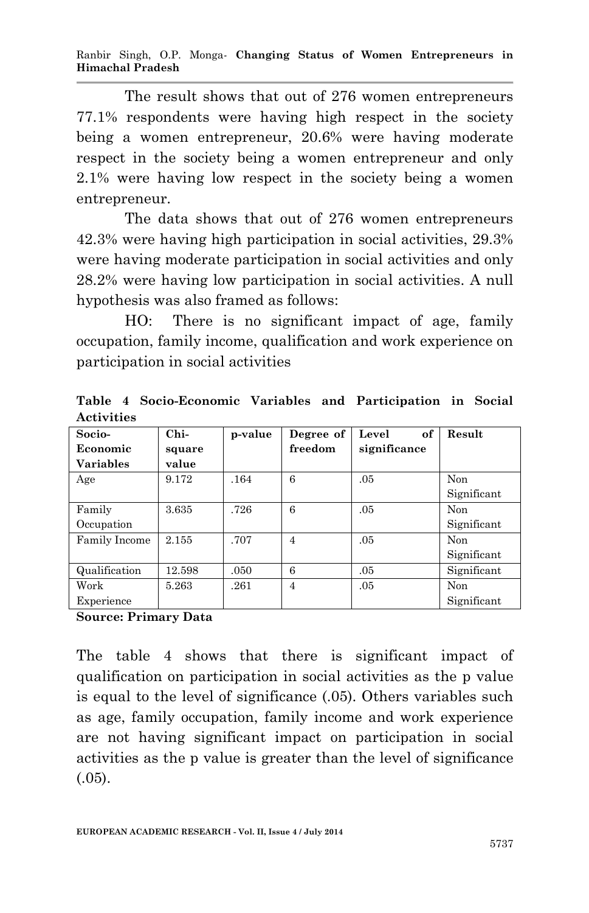The result shows that out of 276 women entrepreneurs 77.1% respondents were having high respect in the society being a women entrepreneur, 20.6% were having moderate respect in the society being a women entrepreneur and only 2.1% were having low respect in the society being a women entrepreneur.

The data shows that out of 276 women entrepreneurs 42.3% were having high participation in social activities, 29.3% were having moderate participation in social activities and only 28.2% were having low participation in social activities. A null hypothesis was also framed as follows:

HO: There is no significant impact of age, family occupation, family income, qualification and work experience on participation in social activities

**Table 4 Socio-Economic Variables and Participation in Social Activities**

| Socio-Economic Variables | Chi-square value | p-value | Degree of freedom | Level of significance | Result |
|---|---|---|---|---|---|
| Age | 9.172 | .164 | 6 | .05 | Non Significant |
| Family Occupation | 3.635 | .726 | 6 | .05 | Non Significant |
| Family Income | 2.155 | .707 | 4 | .05 | Non Significant |
| Qualification | 12.598 | .050 | 6 | .05 | Significant |
| Work Experience | 5.263 | .261 | 4 | .05 | Non Significant |

**Source: Primary Data**

The table 4 shows that there is significant impact of qualification on participation in social activities as the p value is equal to the level of significance (.05). Others variables such as age, family occupation, family income and work experience are not having significant impact on participation in social activities as the p value is greater than the level of significance (.05).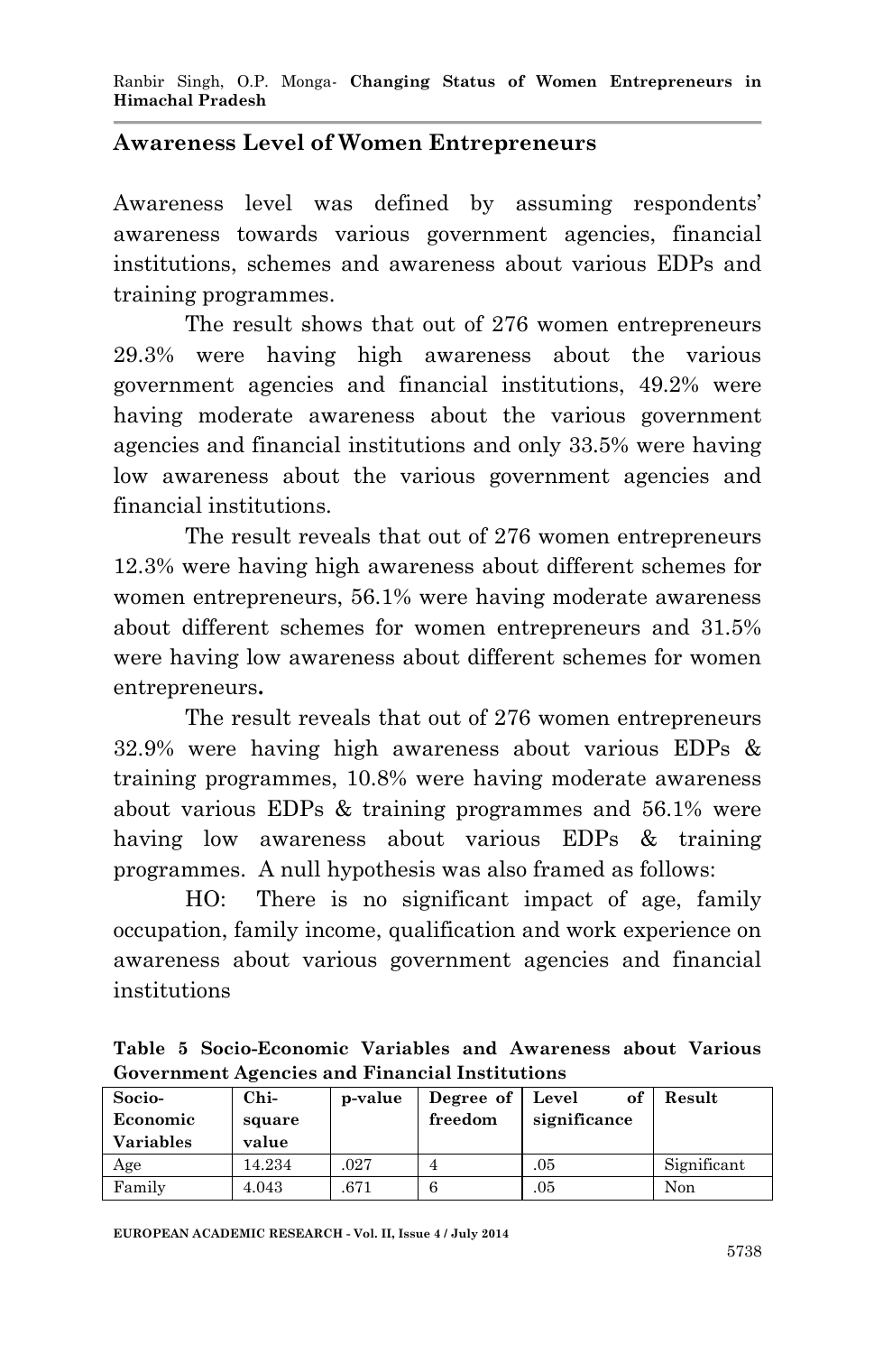## Awareness Level of Women Entrepreneurs

Awareness level was defined by assuming respondents' awareness towards various government agencies, financial institutions, schemes and awareness about various EDPs and training programmes.

The result shows that out of 276 women entrepreneurs 29.3% were having high awareness about the various government agencies and financial institutions, 49.2% were having moderate awareness about the various government agencies and financial institutions and only 33.5% were having low awareness about the various government agencies and financial institutions.

The result reveals that out of 276 women entrepreneurs 12.3% were having high awareness about different schemes for women entrepreneurs, 56.1% were having moderate awareness about different schemes for women entrepreneurs and 31.5% were having low awareness about different schemes for women entrepreneurs**.**

The result reveals that out of 276 women entrepreneurs 32.9% were having high awareness about various EDPs & training programmes, 10.8% were having moderate awareness about various EDPs & training programmes and 56.1% were having low awareness about various EDPs & training programmes. A null hypothesis was also framed as follows:

HO: There is no significant impact of age, family occupation, family income, qualification and work experience on awareness about various government agencies and financial institutions

**Table 5 Socio-Economic Variables and Awareness about Various Government Agencies and Financial Institutions**

| Socio-Economic Variables | Chi-square value | p-value | Degree of freedom | Level of significance | Result |
|---|---|---|---|---|---|
| Age | 14.234 | .027 | 4 | .05 | Significant |
| Family | 4.043 | .671 | 6 | .05 | Non |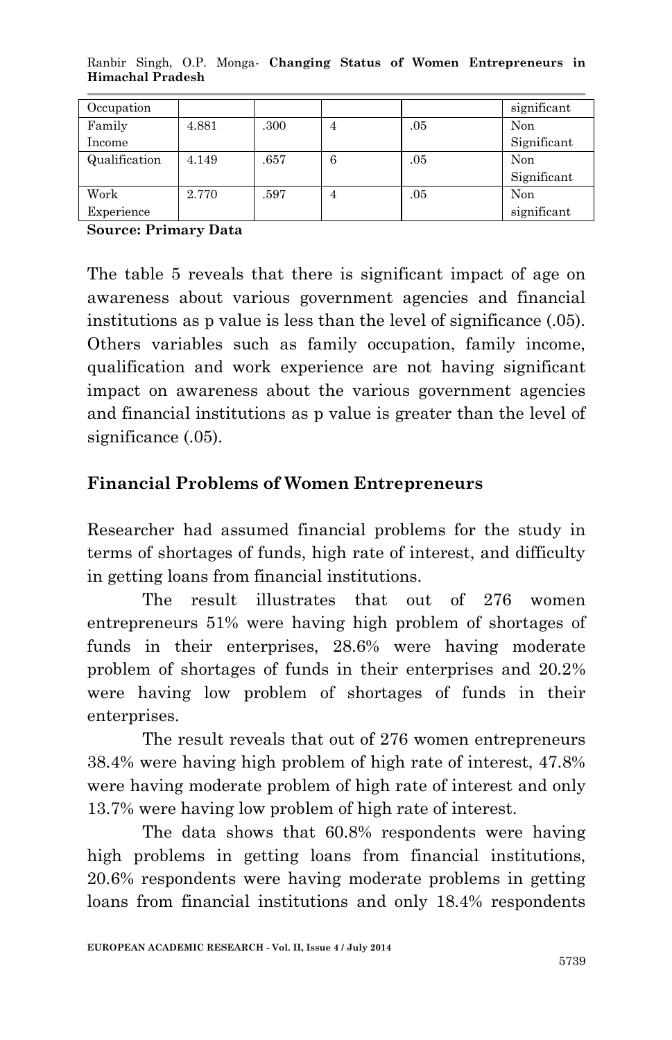| Occupation | | | | | significant |
|---|---|---|---|---|---|
| Family Income | 4.881 | .300 | 4 | .05 | Non Significant |
| Qualification | 4.149 | .657 | 6 | .05 | Non Significant |
| Work Experience | 2.770 | .597 | 4 | .05 | Non significant |

**Source: Primary Data**

The table 5 reveals that there is significant impact of age on awareness about various government agencies and financial institutions as p value is less than the level of significance (.05). Others variables such as family occupation, family income, qualification and work experience are not having significant impact on awareness about the various government agencies and financial institutions as p value is greater than the level of significance (.05).

## Financial Problems of Women Entrepreneurs

Researcher had assumed financial problems for the study in terms of shortages of funds, high rate of interest, and difficulty in getting loans from financial institutions.

The result illustrates that out of 276 women entrepreneurs 51% were having high problem of shortages of funds in their enterprises, 28.6% were having moderate problem of shortages of funds in their enterprises and 20.2% were having low problem of shortages of funds in their enterprises.

The result reveals that out of 276 women entrepreneurs 38.4% were having high problem of high rate of interest, 47.8% were having moderate problem of high rate of interest and only 13.7% were having low problem of high rate of interest.

The data shows that 60.8% respondents were having high problems in getting loans from financial institutions, 20.6% respondents were having moderate problems in getting loans from financial institutions and only 18.4% respondents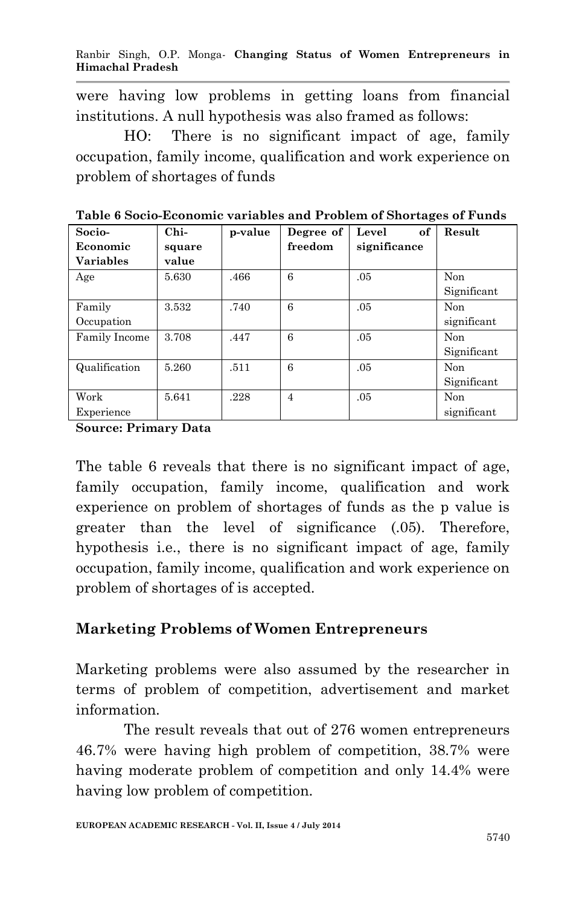were having low problems in getting loans from financial institutions. A null hypothesis was also framed as follows:

HO: There is no significant impact of age, family occupation, family income, qualification and work experience on problem of shortages of funds

**Table 6 Socio-Economic variables and Problem of Shortages of Funds**

| Socio-Economic Variables | Chi-square value | p-value | Degree of freedom | Level of significance | Result |
|---|---|---|---|---|---|
| Age | 5.630 | .466 | 6 | .05 | Non Significant |
| Family Occupation | 3.532 | .740 | 6 | .05 | Non significant |
| Family Income | 3.708 | .447 | 6 | .05 | Non Significant |
| Qualification | 5.260 | .511 | 6 | .05 | Non Significant |
| Work Experience | 5.641 | .228 | 4 | .05 | Non significant |

**Source: Primary Data**

The table 6 reveals that there is no significant impact of age, family occupation, family income, qualification and work experience on problem of shortages of funds as the p value is greater than the level of significance (.05). Therefore, hypothesis i.e., there is no significant impact of age, family occupation, family income, qualification and work experience on problem of shortages of is accepted.

## Marketing Problems of Women Entrepreneurs

Marketing problems were also assumed by the researcher in terms of problem of competition, advertisement and market information.

The result reveals that out of 276 women entrepreneurs 46.7% were having high problem of competition, 38.7% were having moderate problem of competition and only 14.4% were having low problem of competition.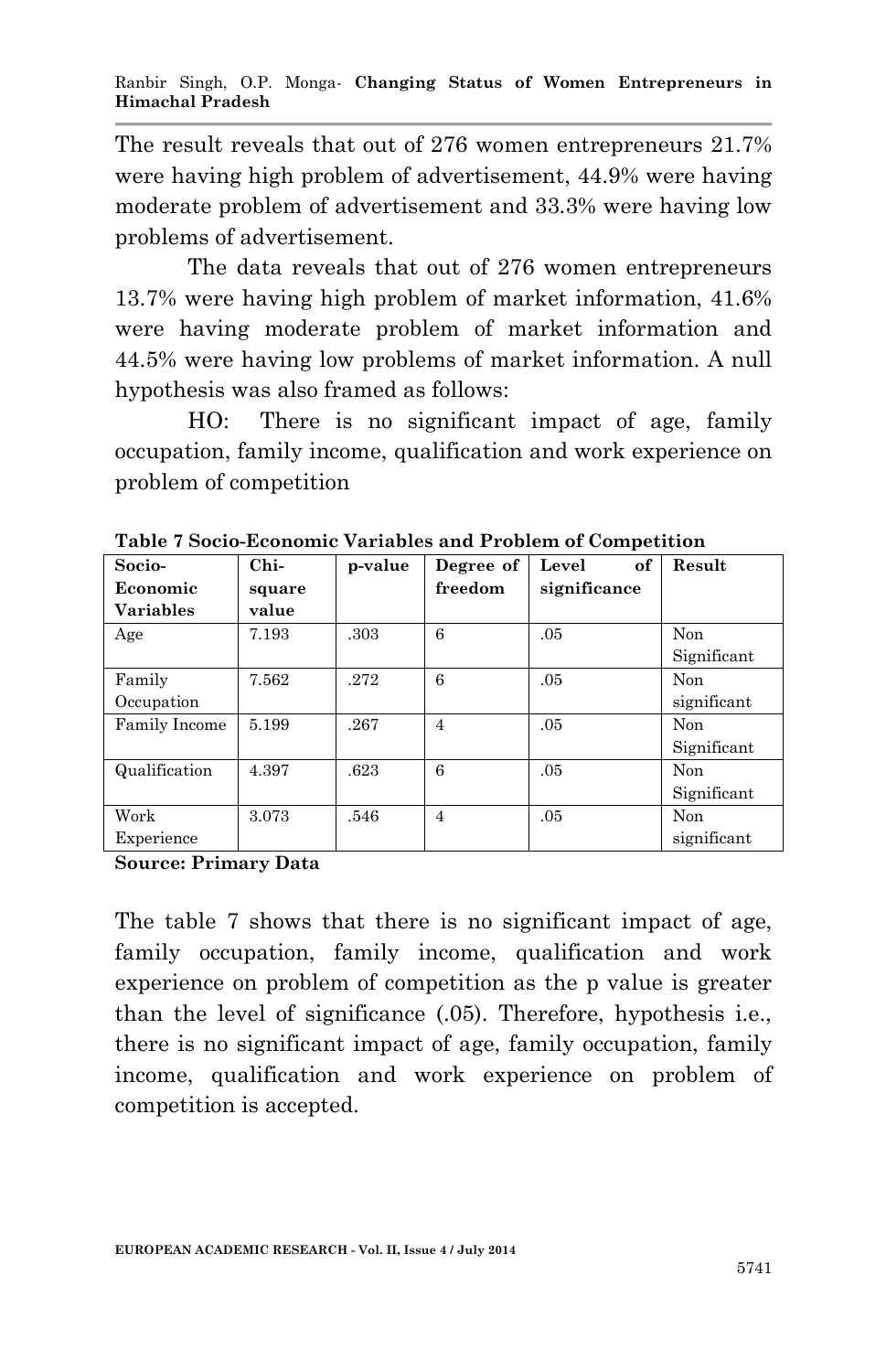The result reveals that out of 276 women entrepreneurs 21.7% were having high problem of advertisement, 44.9% were having moderate problem of advertisement and 33.3% were having low problems of advertisement.

The data reveals that out of 276 women entrepreneurs 13.7% were having high problem of market information, 41.6% were having moderate problem of market information and 44.5% were having low problems of market information. A null hypothesis was also framed as follows:

HO: There is no significant impact of age, family occupation, family income, qualification and work experience on problem of competition

**Table 7 Socio-Economic Variables and Problem of Competition**

| Socio-Economic Variables | Chi-square value | p-value | Degree of freedom | Level of significance | Result |
|---|---|---|---|---|---|
| Age | 7.193 | .303 | 6 | .05 | Non Significant |
| Family Occupation | 7.562 | .272 | 6 | .05 | Non significant |
| Family Income | 5.199 | .267 | 4 | .05 | Non Significant |
| Qualification | 4.397 | .623 | 6 | .05 | Non Significant |
| Work Experience | 3.073 | .546 | 4 | .05 | Non significant |

**Source: Primary Data**

The table 7 shows that there is no significant impact of age, family occupation, family income, qualification and work experience on problem of competition as the p value is greater than the level of significance (.05). Therefore, hypothesis i.e., there is no significant impact of age, family occupation, family income, qualification and work experience on problem of competition is accepted.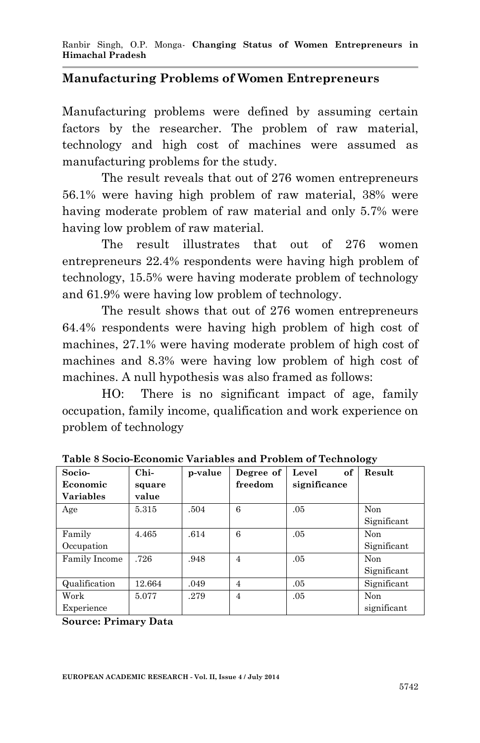## Manufacturing Problems of Women Entrepreneurs

Manufacturing problems were defined by assuming certain factors by the researcher. The problem of raw material, technology and high cost of machines were assumed as manufacturing problems for the study.

The result reveals that out of 276 women entrepreneurs 56.1% were having high problem of raw material, 38% were having moderate problem of raw material and only 5.7% were having low problem of raw material.

The result illustrates that out of 276 women entrepreneurs 22.4% respondents were having high problem of technology, 15.5% were having moderate problem of technology and 61.9% were having low problem of technology.

The result shows that out of 276 women entrepreneurs 64.4% respondents were having high problem of high cost of machines, 27.1% were having moderate problem of high cost of machines and 8.3% were having low problem of high cost of machines. A null hypothesis was also framed as follows:

HO: There is no significant impact of age, family occupation, family income, qualification and work experience on problem of technology

**Table 8 Socio-Economic Variables and Problem of Technology**

| Socio-Economic Variables | Chi-square value | p-value | Degree of freedom | Level of significance | Result |
|---|---|---|---|---|---|
| Age | 5.315 | .504 | 6 | .05 | Non Significant |
| Family Occupation | 4.465 | .614 | 6 | .05 | Non Significant |
| Family Income | .726 | .948 | 4 | .05 | Non Significant |
| Qualification | 12.664 | .049 | 4 | .05 | Significant |
| Work Experience | 5.077 | .279 | 4 | .05 | Non significant |

**Source: Primary Data**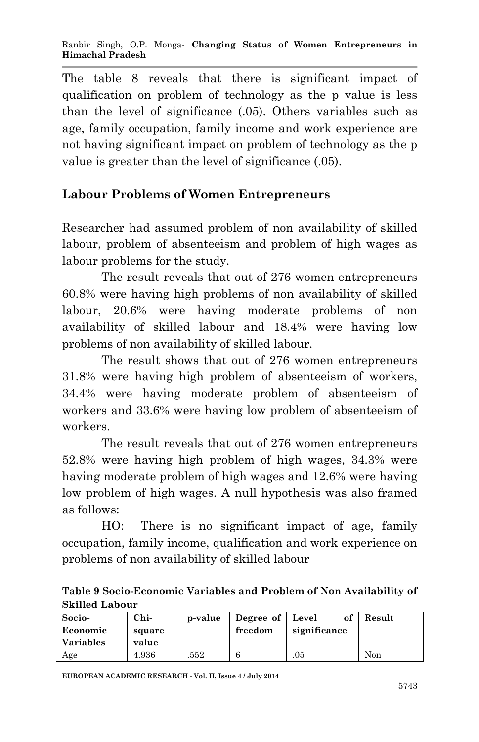The table 8 reveals that there is significant impact of qualification on problem of technology as the p value is less than the level of significance (.05). Others variables such as age, family occupation, family income and work experience are not having significant impact on problem of technology as the p value is greater than the level of significance (.05).

## Labour Problems of Women Entrepreneurs

Researcher had assumed problem of non availability of skilled labour, problem of absenteeism and problem of high wages as labour problems for the study.

The result reveals that out of 276 women entrepreneurs 60.8% were having high problems of non availability of skilled labour, 20.6% were having moderate problems of non availability of skilled labour and 18.4% were having low problems of non availability of skilled labour.

The result shows that out of 276 women entrepreneurs 31.8% were having high problem of absenteeism of workers, 34.4% were having moderate problem of absenteeism of workers and 33.6% were having low problem of absenteeism of workers.

The result reveals that out of 276 women entrepreneurs 52.8% were having high problem of high wages, 34.3% were having moderate problem of high wages and 12.6% were having low problem of high wages. A null hypothesis was also framed as follows:

HO: There is no significant impact of age, family occupation, family income, qualification and work experience on problems of non availability of skilled labour

**Table 9 Socio-Economic Variables and Problem of Non Availability of Skilled Labour**

| Socio-Economic Variables | Chi-square value | p-value | Degree of freedom | Level of significance | Result |
|---|---|---|---|---|---|
| Age | 4.936 | .552 | 6 | .05 | Non |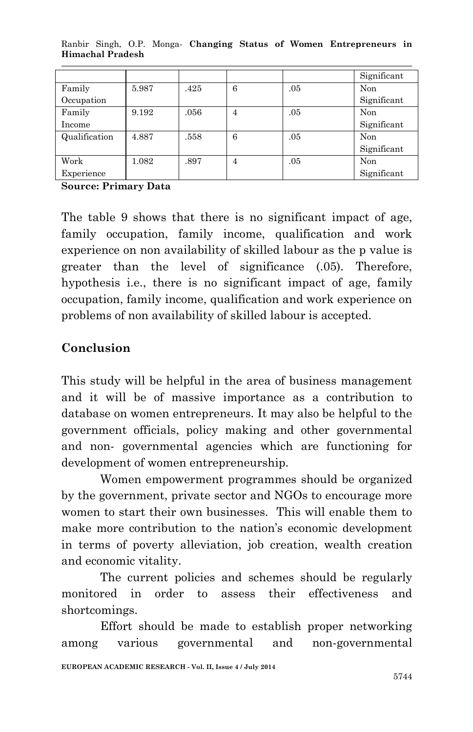| | | | | | Significant |
|---|---|---|---|---|---|
| Family Occupation | 5.987 | .425 | 6 | .05 | Non Significant |
| Family Income | 9.192 | .056 | 4 | .05 | Non Significant |
| Qualification | 4.887 | .558 | 6 | .05 | Non Significant |
| Work Experience | 1.082 | .897 | 4 | .05 | Non Significant |

**Source: Primary Data**

The table 9 shows that there is no significant impact of age, family occupation, family income, qualification and work experience on non availability of skilled labour as the p value is greater than the level of significance (.05). Therefore, hypothesis i.e., there is no significant impact of age, family occupation, family income, qualification and work experience on problems of non availability of skilled labour is accepted.

## Conclusion

This study will be helpful in the area of business management and it will be of massive importance as a contribution to database on women entrepreneurs. It may also be helpful to the government officials, policy making and other governmental and non- governmental agencies which are functioning for development of women entrepreneurship.

Women empowerment programmes should be organized by the government, private sector and NGOs to encourage more women to start their own businesses. This will enable them to make more contribution to the nation's economic development in terms of poverty alleviation, job creation, wealth creation and economic vitality.

The current policies and schemes should be regularly monitored in order to assess their effectiveness and shortcomings.

Effort should be made to establish proper networking among various governmental and non-governmental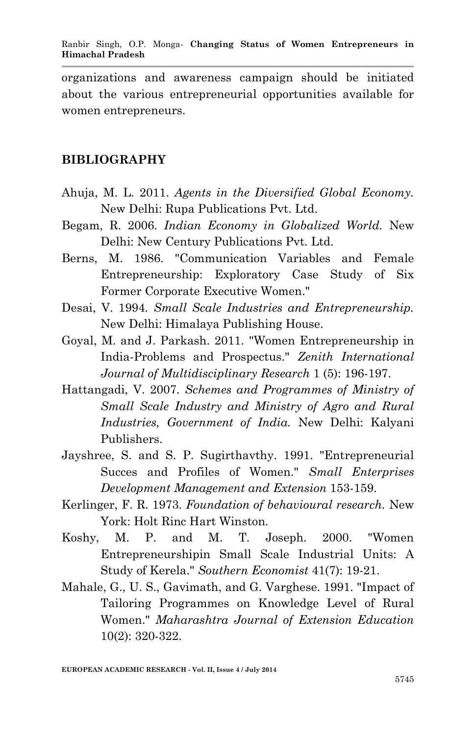organizations and awareness campaign should be initiated about the various entrepreneurial opportunities available for women entrepreneurs.

## BIBLIOGRAPHY

Ahuja, M. L. 2011. *Agents in the Diversified Global Economy*. New Delhi: Rupa Publications Pvt. Ltd.

Begam, R. 2006. *Indian Economy in Globalized World.* New Delhi: New Century Publications Pvt. Ltd.

Berns, M. 1986. "Communication Variables and Female Entrepreneurship: Exploratory Case Study of Six Former Corporate Executive Women."

Desai, V. 1994. *Small Scale Industries and Entrepreneurship.* New Delhi: Himalaya Publishing House.

Goyal, M. and J. Parkash. 2011. "Women Entrepreneurship in India-Problems and Prospectus." *Zenith International Journal of Multidisciplinary Research* 1 (5): 196-197.

Hattangadi, V. 2007. *Schemes and Programmes of Ministry of Small Scale Industry and Ministry of Agro and Rural Industries, Government of India.* New Delhi: Kalyani Publishers.

Jayshree, S. and S. P. Sugirthavthy. 1991. "Entrepreneurial Succes and Profiles of Women." *Small Enterprises Development Management and Extension* 153-159.

Kerlinger, F. R. 1973. *Foundation of behavioural research.* New York: Holt Rinc Hart Winston.

Koshy, M. P. and M. T. Joseph. 2000. "Women Entrepreneurshipin Small Scale Industrial Units: A Study of Kerela." *Southern Economist* 41(7): 19-21.

Mahale, G., U. S., Gavimath, and G. Varghese. 1991. "Impact of Tailoring Programmes on Knowledge Level of Rural Women." *Maharashtra Journal of Extension Education* 10(2): 320-322.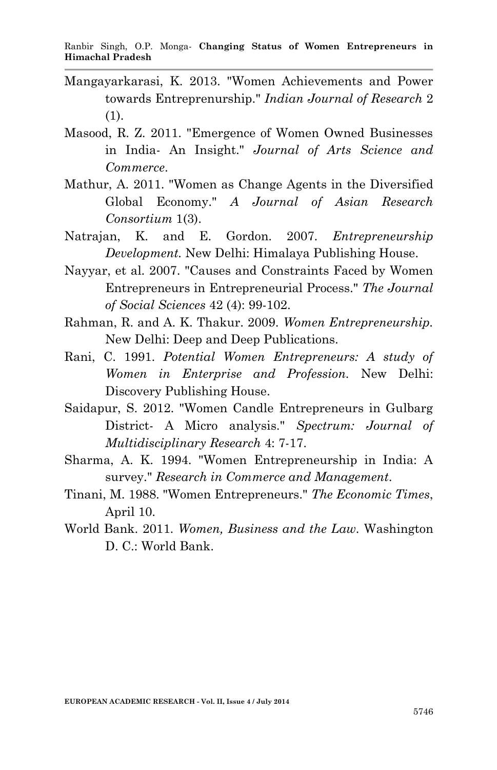Mangayarkarasi, K. 2013. "Women Achievements and Power towards Entreprenurship." *Indian Journal of Research* 2 (1).

Masood, R. Z. 2011. "Emergence of Women Owned Businesses in India- An Insight." *Journal of Arts Science and Commerce*.

Mathur, A. 2011. "Women as Change Agents in the Diversified Global Economy." *A Journal of Asian Research Consortium* 1(3).

Natrajan, K. and E. Gordon. 2007. *Entrepreneurship Development*. New Delhi: Himalaya Publishing House.

Nayyar, et al. 2007. "Causes and Constraints Faced by Women Entrepreneurs in Entrepreneurial Process." *The Journal of Social Sciences* 42 (4): 99-102.

Rahman, R. and A. K. Thakur. 2009. *Women Entrepreneurship*. New Delhi: Deep and Deep Publications.

Rani, C. 1991. *Potential Women Entrepreneurs: A study of Women in Enterprise and Profession*. New Delhi: Discovery Publishing House.

Saidapur, S. 2012. "Women Candle Entrepreneurs in Gulbarg District- A Micro analysis." *Spectrum: Journal of Multidisciplinary Research* 4: 7-17.

Sharma, A. K. 1994. "Women Entrepreneurship in India: A survey." *Research in Commerce and Management*.

Tinani, M. 1988. "Women Entrepreneurs." *The Economic Times*, April 10.

World Bank. 2011. *Women, Business and the Law*. Washington D. C.: World Bank.